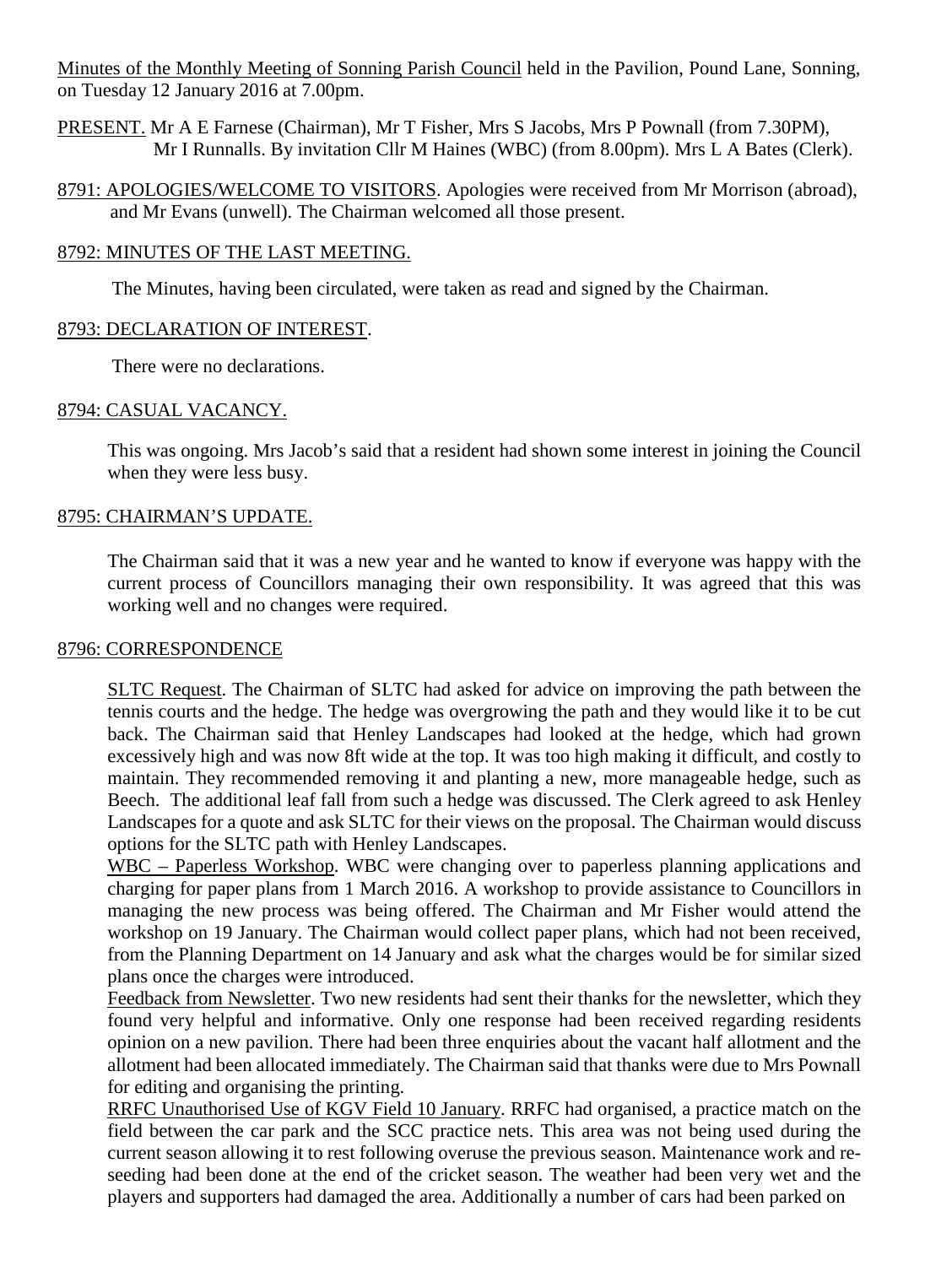Minutes of the Monthly Meeting of Sonning Parish Council held in the Pavilion, Pound Lane, Sonning, on Tuesday 12 January 2016 at 7.00pm.

PRESENT. Mr A E Farnese (Chairman), Mr T Fisher, Mrs S Jacobs, Mrs P Pownall (from 7.30PM), Mr I Runnalls. By invitation Cllr M Haines (WBC) (from 8.00pm). Mrs L A Bates (Clerk).

8791: APOLOGIES/WELCOME TO VISITORS. Apologies were received from Mr Morrison (abroad), and Mr Evans (unwell). The Chairman welcomed all those present.

## 8792: MINUTES OF THE LAST MEETING.

The Minutes, having been circulated, were taken as read and signed by the Chairman.

## 8793: DECLARATION OF INTEREST.

There were no declarations.

## 8794: CASUAL VACANCY.

This was ongoing. Mrs Jacob's said that a resident had shown some interest in joining the Council when they were less busy.

## 8795: CHAIRMAN'S UPDATE.

The Chairman said that it was a new year and he wanted to know if everyone was happy with the current process of Councillors managing their own responsibility. It was agreed that this was working well and no changes were required.

## 8796: CORRESPONDENCE

SLTC Request. The Chairman of SLTC had asked for advice on improving the path between the tennis courts and the hedge. The hedge was overgrowing the path and they would like it to be cut back. The Chairman said that Henley Landscapes had looked at the hedge, which had grown excessively high and was now 8ft wide at the top. It was too high making it difficult, and costly to maintain. They recommended removing it and planting a new, more manageable hedge, such as Beech. The additional leaf fall from such a hedge was discussed. The Clerk agreed to ask Henley Landscapes for a quote and ask SLTC for their views on the proposal. The Chairman would discuss options for the SLTC path with Henley Landscapes.

WBC – Paperless Workshop. WBC were changing over to paperless planning applications and charging for paper plans from 1 March 2016. A workshop to provide assistance to Councillors in managing the new process was being offered. The Chairman and Mr Fisher would attend the workshop on 19 January. The Chairman would collect paper plans, which had not been received, from the Planning Department on 14 January and ask what the charges would be for similar sized plans once the charges were introduced.

Feedback from Newsletter. Two new residents had sent their thanks for the newsletter, which they found very helpful and informative. Only one response had been received regarding residents opinion on a new pavilion. There had been three enquiries about the vacant half allotment and the allotment had been allocated immediately. The Chairman said that thanks were due to Mrs Pownall for editing and organising the printing.

RRFC Unauthorised Use of KGV Field 10 January. RRFC had organised, a practice match on the field between the car park and the SCC practice nets. This area was not being used during the current season allowing it to rest following overuse the previous season. Maintenance work and re-seeding had been done at the end of the cricket season. The weather had been very wet and the players and supporters had damaged the area. Additionally a number of cars had been parked on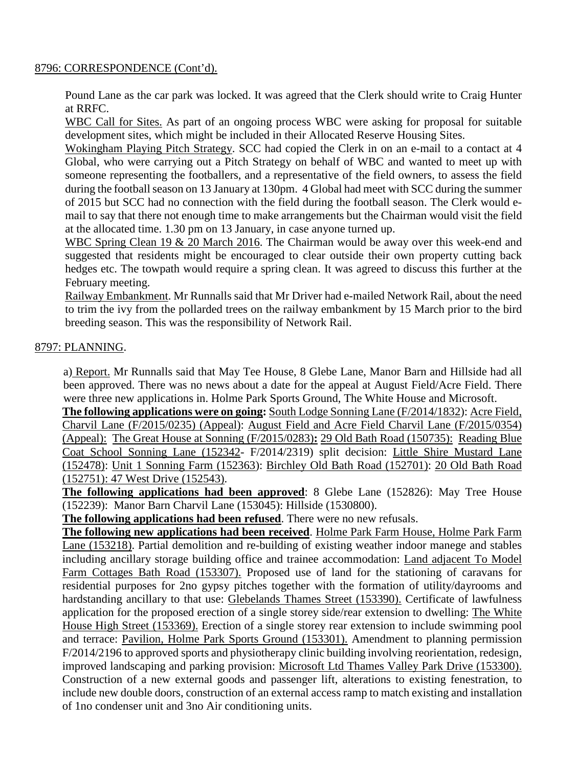8796: CORRESPONDENCE (Cont'd).

Pound Lane as the car park was locked. It was agreed that the Clerk should write to Craig Hunter at RRFC.

WBC Call for Sites. As part of an ongoing process WBC were asking for proposal for suitable development sites, which might be included in their Allocated Reserve Housing Sites.

Wokingham Playing Pitch Strategy. SCC had copied the Clerk in on an e-mail to a contact at 4 Global, who were carrying out a Pitch Strategy on behalf of WBC and wanted to meet up with someone representing the footballers, and a representative of the field owners, to assess the field during the football season on 13 January at 130pm. 4 Global had meet with SCC during the summer of 2015 but SCC had no connection with the field during the football season. The Clerk would e-mail to say that there not enough time to make arrangements but the Chairman would visit the field at the allocated time. 1.30 pm on 13 January, in case anyone turned up.

WBC Spring Clean 19 & 20 March 2016. The Chairman would be away over this week-end and suggested that residents might be encouraged to clear outside their own property cutting back hedges etc. The towpath would require a spring clean. It was agreed to discuss this further at the February meeting.

Railway Embankment. Mr Runnalls said that Mr Driver had e-mailed Network Rail, about the need to trim the ivy from the pollarded trees on the railway embankment by 15 March prior to the bird breeding season. This was the responsibility of Network Rail.

8797: PLANNING.

a) Report. Mr Runnalls said that May Tee House, 8 Glebe Lane, Manor Barn and Hillside had all been approved. There was no news about a date for the appeal at August Field/Acre Field. There were three new applications in. Holme Park Sports Ground, The White House and Microsoft.

**The following applications were on going:** South Lodge Sonning Lane (F/2014/1832): Acre Field, Charvil Lane (F/2015/0235) (Appeal): August Field and Acre Field Charvil Lane (F/2015/0354) (Appeal): The Great House at Sonning (F/2015/0283)**:** 29 Old Bath Road (150735): Reading Blue Coat School Sonning Lane (152342- F/2014/2319) split decision: Little Shire Mustard Lane (152478): Unit 1 Sonning Farm (152363): Birchley Old Bath Road (152701): 20 Old Bath Road (152751): 47 West Drive (152543).

**The following applications had been approved**: 8 Glebe Lane (152826): May Tree House (152239): Manor Barn Charvil Lane (153045): Hillside (1530800).

**The following applications had been refused**. There were no new refusals.

**The following new applications had been received**. Holme Park Farm House, Holme Park Farm Lane (153218). Partial demolition and re-building of existing weather indoor manege and stables including ancillary storage building office and trainee accommodation: Land adjacent To Model Farm Cottages Bath Road (153307). Proposed use of land for the stationing of caravans for residential purposes for 2no gypsy pitches together with the formation of utility/dayrooms and hardstanding ancillary to that use: Glebelands Thames Street (153390). Certificate of lawfulness application for the proposed erection of a single storey side/rear extension to dwelling: The White House High Street (153369). Erection of a single storey rear extension to include swimming pool and terrace: Pavilion, Holme Park Sports Ground (153301). Amendment to planning permission F/2014/2196 to approved sports and physiotherapy clinic building involving reorientation, redesign, improved landscaping and parking provision: Microsoft Ltd Thames Valley Park Drive (153300). Construction of a new external goods and passenger lift, alterations to existing fenestration, to include new double doors, construction of an external access ramp to match existing and installation of 1no condenser unit and 3no Air conditioning units.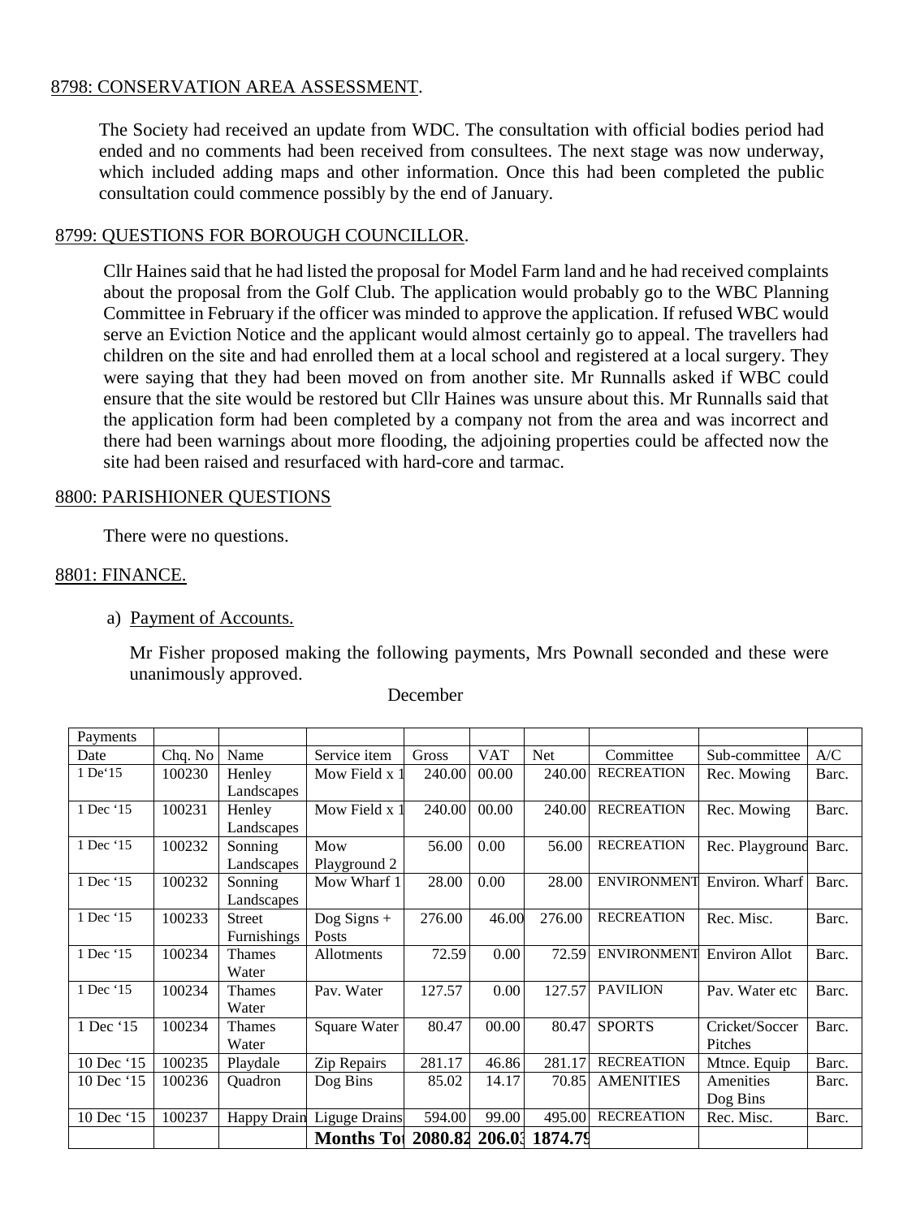8798: CONSERVATION AREA ASSESSMENT.

The Society had received an update from WDC. The consultation with official bodies period had ended and no comments had been received from consultees. The next stage was now underway, which included adding maps and other information. Once this had been completed the public consultation could commence possibly by the end of January.

8799: QUESTIONS FOR BOROUGH COUNCILLOR.

Cllr Haines said that he had listed the proposal for Model Farm land and he had received complaints about the proposal from the Golf Club. The application would probably go to the WBC Planning Committee in February if the officer was minded to approve the application. If refused WBC would serve an Eviction Notice and the applicant would almost certainly go to appeal. The travellers had children on the site and had enrolled them at a local school and registered at a local surgery. They were saying that they had been moved on from another site. Mr Runnalls asked if WBC could ensure that the site would be restored but Cllr Haines was unsure about this. Mr Runnalls said that the application form had been completed by a company not from the area and was incorrect and there had been warnings about more flooding, the adjoining properties could be affected now the site had been raised and resurfaced with hard-core and tarmac.

8800: PARISHIONER QUESTIONS

There were no questions.

8801: FINANCE.

a) Payment of Accounts.

Mr Fisher proposed making the following payments, Mrs Pownall seconded and these were unanimously approved.

December

| Payments | | | | | | | | | |
|---|---|---|---|---|---|---|---|---|---|
| Date | Chq. No | Name | Service item | Gross | VAT | Net | Committee | Sub-committee | A/C |
| 1 De'15 | 100230 | Henley Landscapes | Mow Field x 1 | 240.00 | 00.00 | 240.00 | RECREATION | Rec. Mowing | Barc. |
| 1 Dec '15 | 100231 | Henley Landscapes | Mow Field x 1 | 240.00 | 00.00 | 240.00 | RECREATION | Rec. Mowing | Barc. |
| 1 Dec '15 | 100232 | Sonning Landscapes | Mow Playground 2 | 56.00 | 0.00 | 56.00 | RECREATION | Rec. Playground | Barc. |
| 1 Dec '15 | 100232 | Sonning Landscapes | Mow Wharf 1 | 28.00 | 0.00 | 28.00 | ENVIRONMENT | Environ. Wharf | Barc. |
| 1 Dec '15 | 100233 | Street Furnishings | Dog Signs + Posts | 276.00 | 46.00 | 276.00 | RECREATION | Rec. Misc. | Barc. |
| 1 Dec '15 | 100234 | Thames Water | Allotments | 72.59 | 0.00 | 72.59 | ENVIRONMENT | Environ Allot | Barc. |
| 1 Dec '15 | 100234 | Thames Water | Pav. Water | 127.57 | 0.00 | 127.57 | PAVILION | Pav. Water etc | Barc. |
| 1 Dec '15 | 100234 | Thames Water | Square Water | 80.47 | 00.00 | 80.47 | SPORTS | Cricket/Soccer Pitches | Barc. |
| 10 Dec '15 | 100235 | Playdale | Zip Repairs | 281.17 | 46.86 | 281.17 | RECREATION | Mtnce. Equip | Barc. |
| 10 Dec '15 | 100236 | Quadron | Dog Bins | 85.02 | 14.17 | 70.85 | AMENITIES | Amenities Dog Bins | Barc. |
| 10 Dec '15 | 100237 | Happy Drain | Liguge Drains | 594.00 | 99.00 | 495.00 | RECREATION | Rec. Misc. | Barc. |
| | | | **Months To** | **2080.82** | **206.03** | **1874.79** | | | |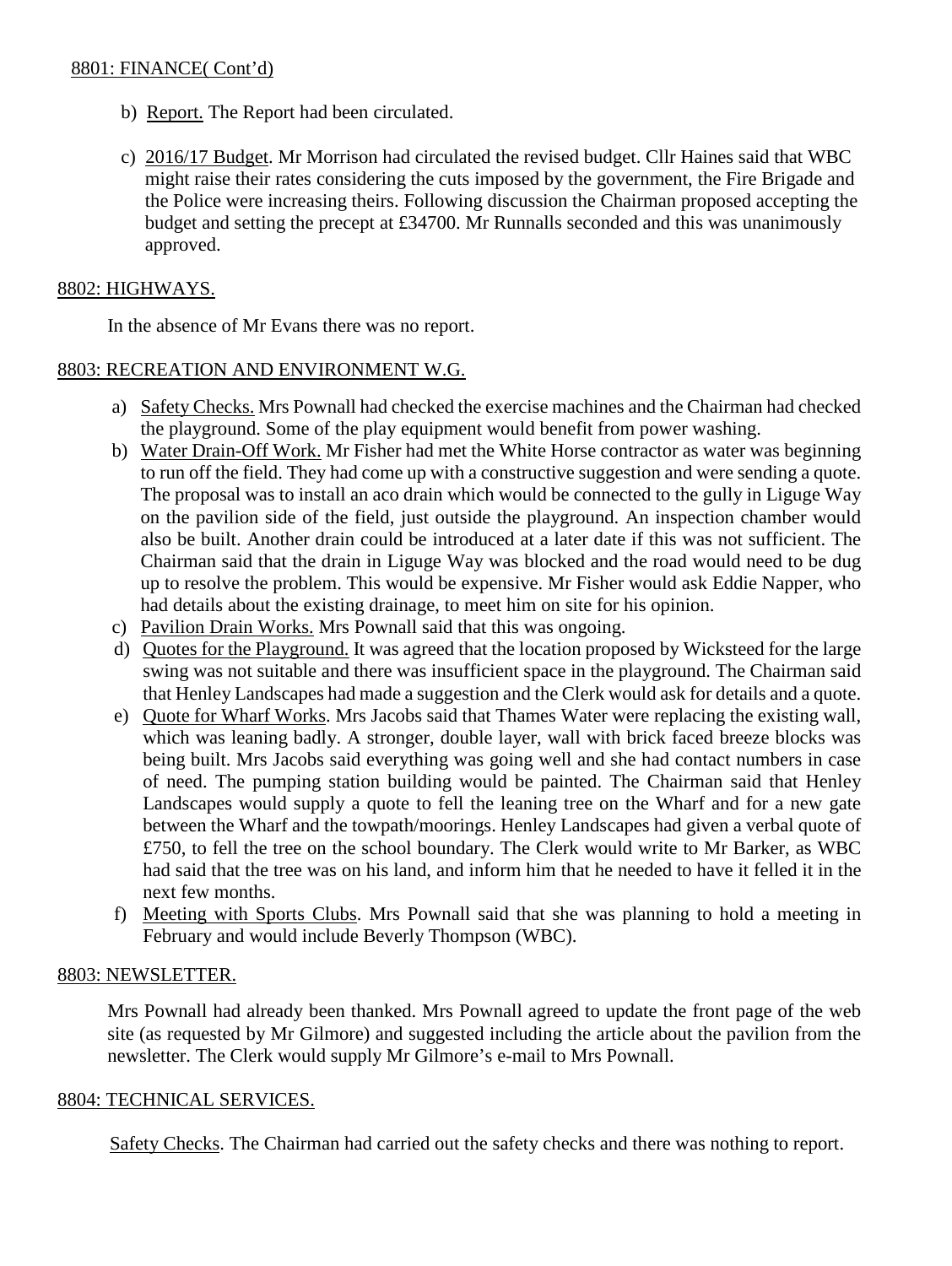## 8801: FINANCE( Cont'd)

b) Report. The Report had been circulated.

c) 2016/17 Budget. Mr Morrison had circulated the revised budget. Cllr Haines said that WBC might raise their rates considering the cuts imposed by the government, the Fire Brigade and the Police were increasing theirs. Following discussion the Chairman proposed accepting the budget and setting the precept at £34700. Mr Runnalls seconded and this was unanimously approved.

## 8802: HIGHWAYS.

In the absence of Mr Evans there was no report.

## 8803: RECREATION AND ENVIRONMENT W.G.

a) Safety Checks. Mrs Pownall had checked the exercise machines and the Chairman had checked the playground. Some of the play equipment would benefit from power washing.

b) Water Drain-Off Work. Mr Fisher had met the White Horse contractor as water was beginning to run off the field. They had come up with a constructive suggestion and were sending a quote. The proposal was to install an aco drain which would be connected to the gully in Liguge Way on the pavilion side of the field, just outside the playground. An inspection chamber would also be built. Another drain could be introduced at a later date if this was not sufficient. The Chairman said that the drain in Liguge Way was blocked and the road would need to be dug up to resolve the problem. This would be expensive. Mr Fisher would ask Eddie Napper, who had details about the existing drainage, to meet him on site for his opinion.

c) Pavilion Drain Works. Mrs Pownall said that this was ongoing.

d) Quotes for the Playground. It was agreed that the location proposed by Wicksteed for the large swing was not suitable and there was insufficient space in the playground. The Chairman said that Henley Landscapes had made a suggestion and the Clerk would ask for details and a quote.

e) Quote for Wharf Works. Mrs Jacobs said that Thames Water were replacing the existing wall, which was leaning badly. A stronger, double layer, wall with brick faced breeze blocks was being built. Mrs Jacobs said everything was going well and she had contact numbers in case of need. The pumping station building would be painted. The Chairman said that Henley Landscapes would supply a quote to fell the leaning tree on the Wharf and for a new gate between the Wharf and the towpath/moorings. Henley Landscapes had given a verbal quote of £750, to fell the tree on the school boundary. The Clerk would write to Mr Barker, as WBC had said that the tree was on his land, and inform him that he needed to have it felled it in the next few months.

f) Meeting with Sports Clubs. Mrs Pownall said that she was planning to hold a meeting in February and would include Beverly Thompson (WBC).

## 8803: NEWSLETTER.

Mrs Pownall had already been thanked. Mrs Pownall agreed to update the front page of the web site (as requested by Mr Gilmore) and suggested including the article about the pavilion from the newsletter. The Clerk would supply Mr Gilmore's e-mail to Mrs Pownall.

## 8804: TECHNICAL SERVICES.

Safety Checks. The Chairman had carried out the safety checks and there was nothing to report.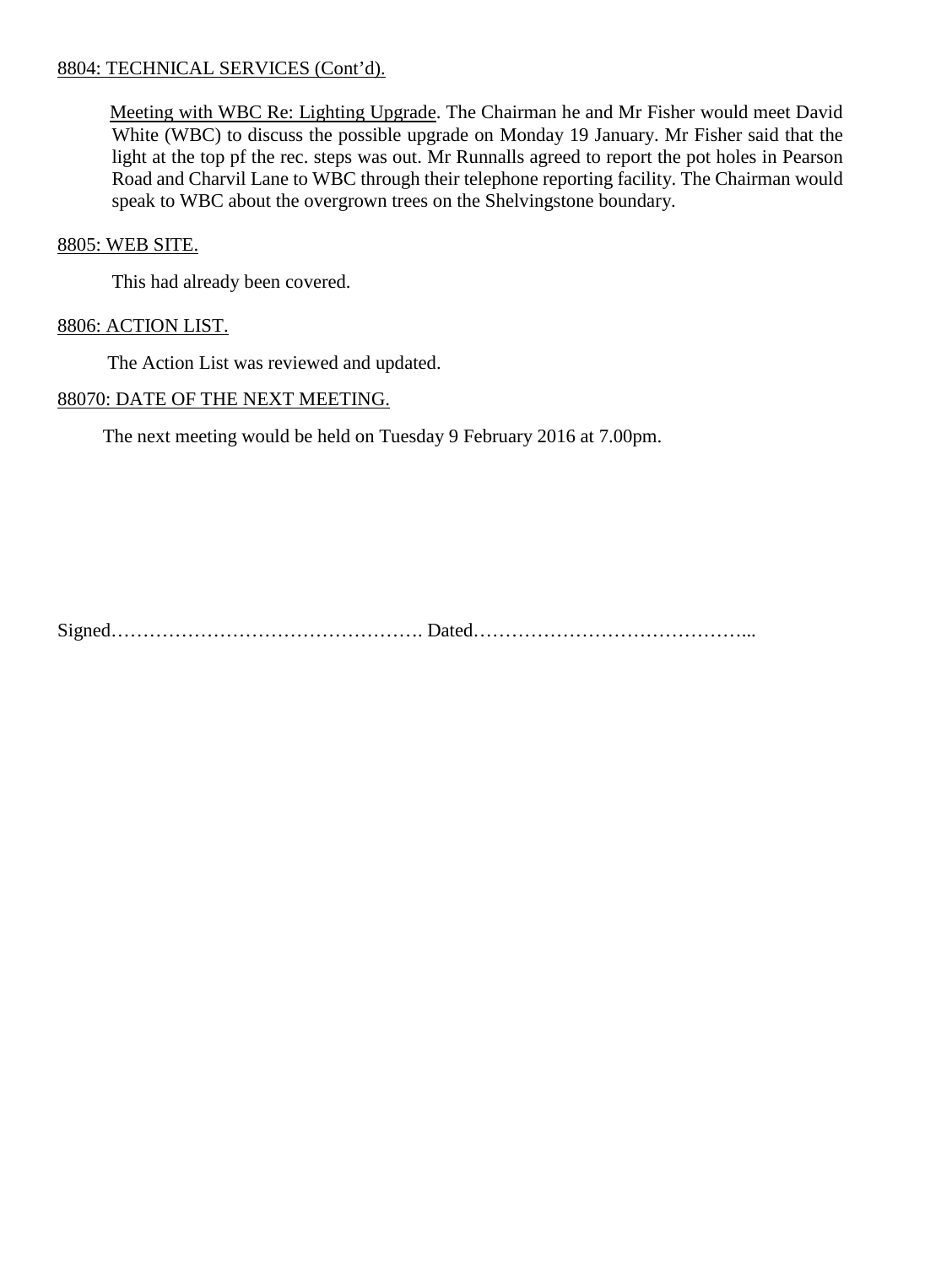8804: TECHNICAL SERVICES (Cont'd).

Meeting with WBC Re: Lighting Upgrade. The Chairman he and Mr Fisher would meet David White (WBC) to discuss the possible upgrade on Monday 19 January. Mr Fisher said that the light at the top pf the rec. steps was out. Mr Runnalls agreed to report the pot holes in Pearson Road and Charvil Lane to WBC through their telephone reporting facility. The Chairman would speak to WBC about the overgrown trees on the Shelvingstone boundary.

8805: WEB SITE.

This had already been covered.

8806: ACTION LIST.

The Action List was reviewed and updated.

88070: DATE OF THE NEXT MEETING.

The next meeting would be held on Tuesday 9 February 2016 at 7.00pm.

Signed…………………………………………. Dated……………………………………..